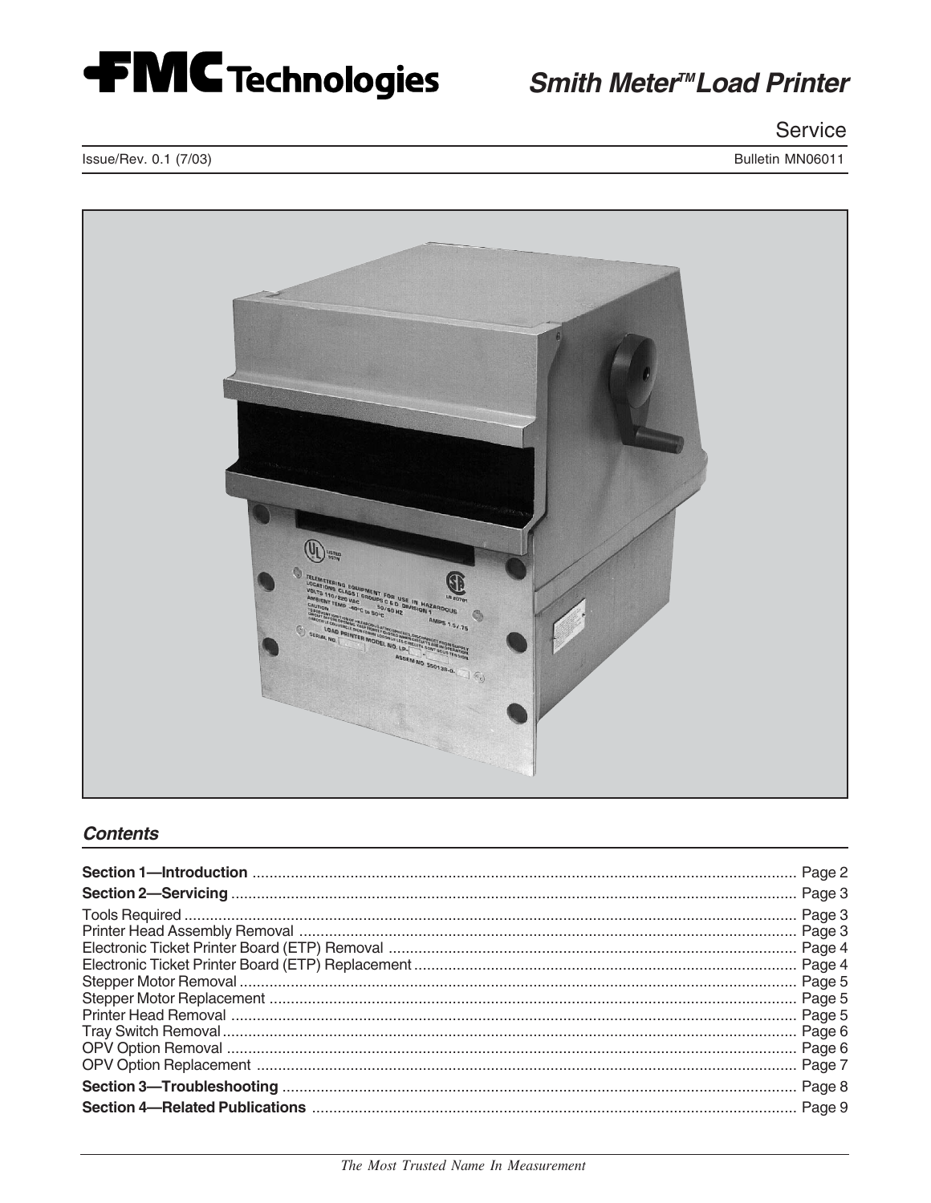FMC Technologies

# Smith Meter™ Load Printer

Service

Issue/Rev. 0.1 (7/03)

Bulletin MN06011

## Contents

| | |
|---|---|
| **Section 1—Introduction** | Page 2 |
| **Section 2—Servicing** | Page 3 |
| Tools Required | Page 3 |
| Printer Head Assembly Removal | Page 3 |
| Electronic Ticket Printer Board (ETP) Removal | Page 4 |
| Electronic Ticket Printer Board (ETP) Replacement | Page 4 |
| Stepper Motor Removal | Page 5 |
| Stepper Motor Replacement | Page 5 |
| Printer Head Removal | Page 5 |
| Tray Switch Removal | Page 6 |
| OPV Option Removal | Page 6 |
| OPV Option Replacement | Page 7 |
| **Section 3—Troubleshooting** | Page 8 |
| **Section 4—Related Publications** | Page 9 |

*The Most Trusted Name In Measurement*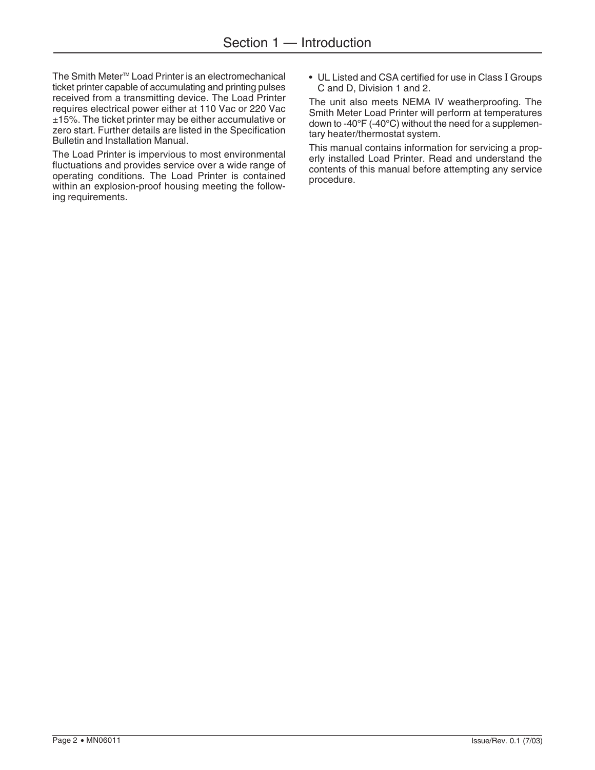# Section 1 — Introduction

The Smith Meter™ Load Printer is an electromechanical ticket printer capable of accumulating and printing pulses received from a transmitting device. The Load Printer requires electrical power either at 110 Vac or 220 Vac ±15%. The ticket printer may be either accumulative or zero start. Further details are listed in the Specification Bulletin and Installation Manual.

The Load Printer is impervious to most environmental fluctuations and provides service over a wide range of operating conditions. The Load Printer is contained within an explosion-proof housing meeting the following requirements.

- UL Listed and CSA certified for use in Class I Groups C and D, Division 1 and 2.

The unit also meets NEMA IV weatherproofing. The Smith Meter Load Printer will perform at temperatures down to -40°F (-40°C) without the need for a supplementary heater/thermostat system.

This manual contains information for servicing a properly installed Load Printer. Read and understand the contents of this manual before attempting any service procedure.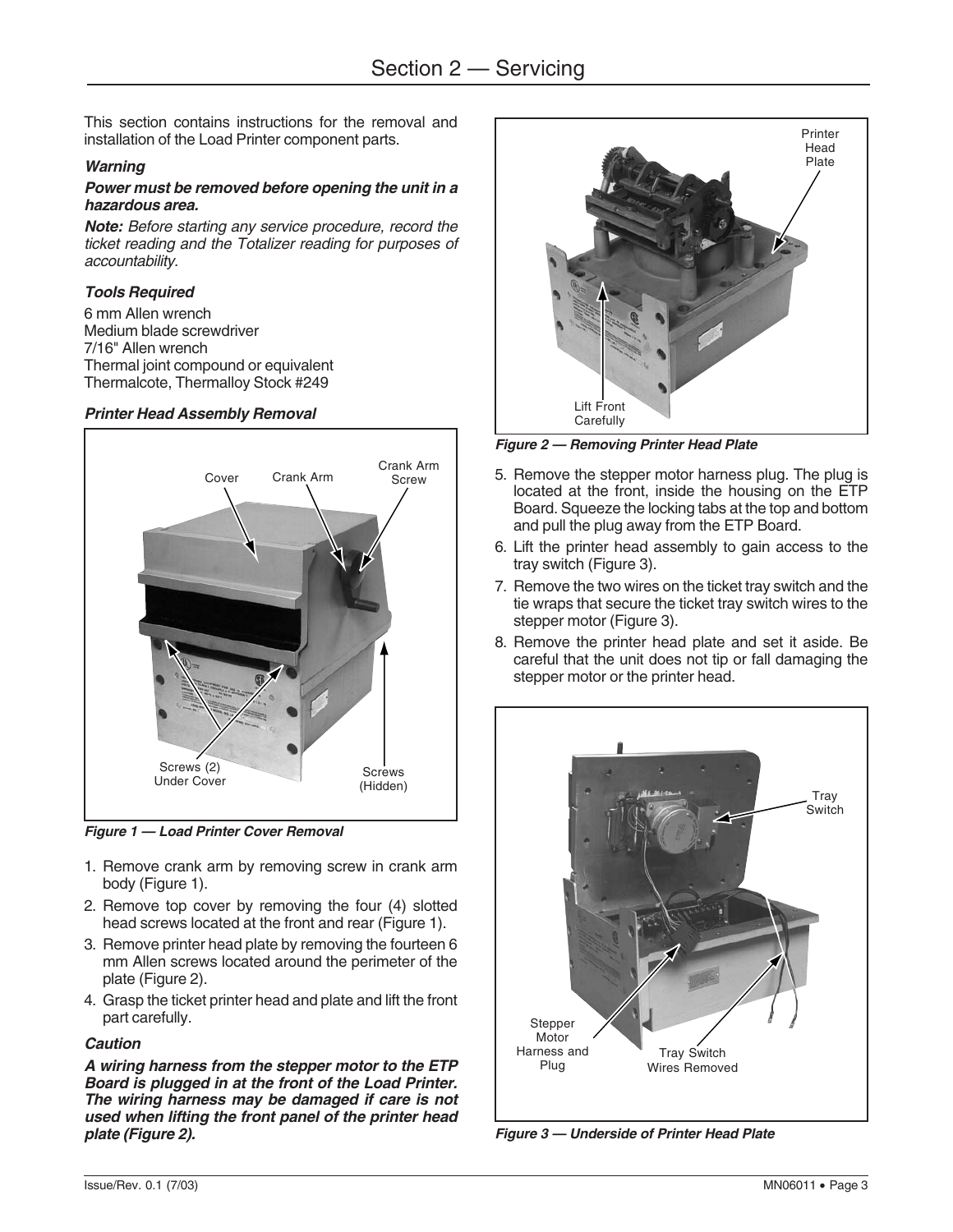# Section 2 — Servicing

This section contains instructions for the removal and installation of the Load Printer component parts.

***Warning***

***Power must be removed before opening the unit in a hazardous area.***

***Note:*** *Before starting any service procedure, record the ticket reading and the Totalizer reading for purposes of accountability.*

### *Tools Required*

6 mm Allen wrench
Medium blade screwdriver
7/16" Allen wrench
Thermal joint compound or equivalent
Thermalcote, Thermalloy Stock #249

### *Printer Head Assembly Removal*

Cover
Crank Arm
Crank Arm Screw
Screws (2) Under Cover
Screws (Hidden)

***Figure 1 — Load Printer Cover Removal***

1. Remove crank arm by removing screw in crank arm body (Figure 1).
2. Remove top cover by removing the four (4) slotted head screws located at the front and rear (Figure 1).
3. Remove printer head plate by removing the fourteen 6 mm Allen screws located around the perimeter of the plate (Figure 2).
4. Grasp the ticket printer head and plate and lift the front part carefully.

***Caution***

***A wiring harness from the stepper motor to the ETP Board is plugged in at the front of the Load Printer. The wiring harness may be damaged if care is not used when lifting the front panel of the printer head plate (Figure 2).***

Printer Head Plate
Lift Front Carefully

***Figure 2 — Removing Printer Head Plate***

5. Remove the stepper motor harness plug. The plug is located at the front, inside the housing on the ETP Board. Squeeze the locking tabs at the top and bottom and pull the plug away from the ETP Board.
6. Lift the printer head assembly to gain access to the tray switch (Figure 3).
7. Remove the two wires on the ticket tray switch and the tie wraps that secure the ticket tray switch wires to the stepper motor (Figure 3).
8. Remove the printer head plate and set it aside. Be careful that the unit does not tip or fall damaging the stepper motor or the printer head.

Tray Switch
Stepper Motor Harness and Plug
Tray Switch Wires Removed

***Figure 3 — Underside of Printer Head Plate***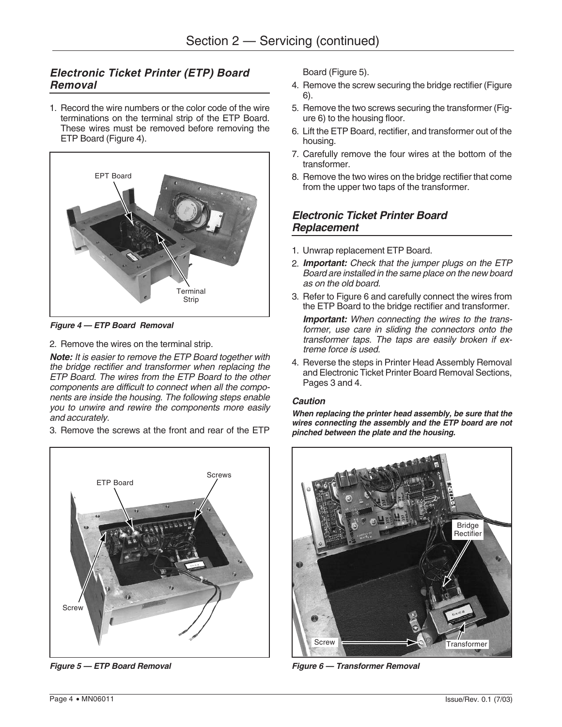## Electronic Ticket Printer (ETP) Board Removal

1. Record the wire numbers or the color code of the wire terminations on the terminal strip of the ETP Board. These wires must be removed before removing the ETP Board (Figure 4).

*Figure 4 — ETP Board Removal*

2. Remove the wires on the terminal strip.

***Note:*** *It is easier to remove the ETP Board together with the bridge rectifier and transformer when replacing the ETP Board. The wires from the ETP Board to the other components are difficult to connect when all the components are inside the housing. The following steps enable you to unwire and rewire the components more easily and accurately.*

3. Remove the screws at the front and rear of the ETP Board (Figure 5).
4. Remove the screw securing the bridge rectifier (Figure 6).
5. Remove the two screws securing the transformer (Figure 6) to the housing floor.
6. Lift the ETP Board, rectifier, and transformer out of the housing.
7. Carefully remove the four wires at the bottom of the transformer.
8. Remove the two wires on the bridge rectifier that come from the upper two taps of the transformer.

*Figure 5 — ETP Board Removal*

## Electronic Ticket Printer Board Replacement

1. Unwrap replacement ETP Board.
2. ***Important:*** *Check that the jumper plugs on the ETP Board are installed in the same place on the new board as on the old board.*
3. Refer to Figure 6 and carefully connect the wires from the ETP Board to the bridge rectifier and transformer.

   ***Important:*** *When connecting the wires to the transformer, use care in sliding the connectors onto the transformer taps. The taps are easily broken if extreme force is used.*

4. Reverse the steps in Printer Head Assembly Removal and Electronic Ticket Printer Board Removal Sections, Pages 3 and 4.

### *Caution*

***When replacing the printer head assembly, be sure that the wires connecting the assembly and the ETP board are not pinched between the plate and the housing.***

*Figure 6 — Transformer Removal*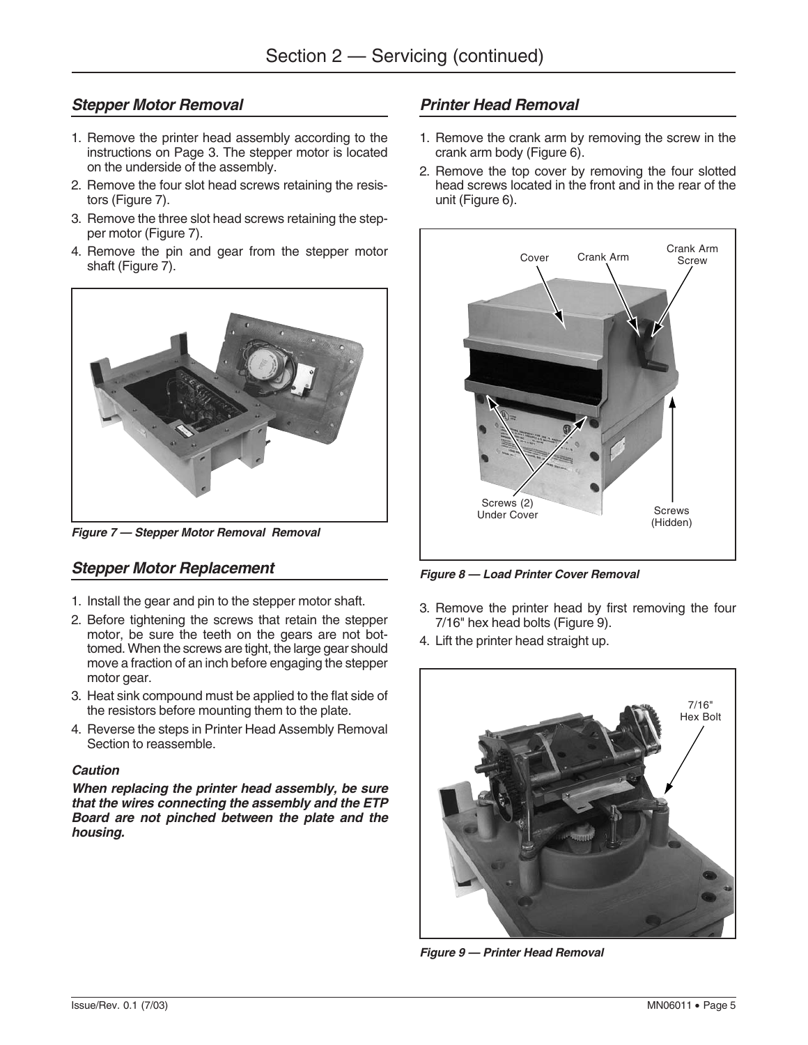## Stepper Motor Removal

1. Remove the printer head assembly according to the instructions on Page 3. The stepper motor is located on the underside of the assembly.
2. Remove the four slot head screws retaining the resistors (Figure 7).
3. Remove the three slot head screws retaining the stepper motor (Figure 7).
4. Remove the pin and gear from the stepper motor shaft (Figure 7).

***Figure 7 — Stepper Motor Removal  Removal***

## Stepper Motor Replacement

1. Install the gear and pin to the stepper motor shaft.
2. Before tightening the screws that retain the stepper motor, be sure the teeth on the gears are not bottomed. When the screws are tight, the large gear should move a fraction of an inch before engaging the stepper motor gear.
3. Heat sink compound must be applied to the flat side of the resistors before mounting them to the plate.
4. Reverse the steps in Printer Head Assembly Removal Section to reassemble.

***Caution***

***When replacing the printer head assembly, be sure that the wires connecting the assembly and the ETP Board are not pinched between the plate and the housing.***

## Printer Head Removal

1. Remove the crank arm by removing the screw in the crank arm body (Figure 6).
2. Remove the top cover by removing the four slotted head screws located in the front and in the rear of the unit (Figure 6).

Cover
Crank Arm
Crank Arm Screw
Screws (2) Under Cover
Screws (Hidden)

***Figure 8 — Load Printer Cover Removal***

3. Remove the printer head by first removing the four 7/16" hex head bolts (Figure 9).
4. Lift the printer head straight up.

7/16" Hex Bolt

***Figure 9 — Printer Head Removal***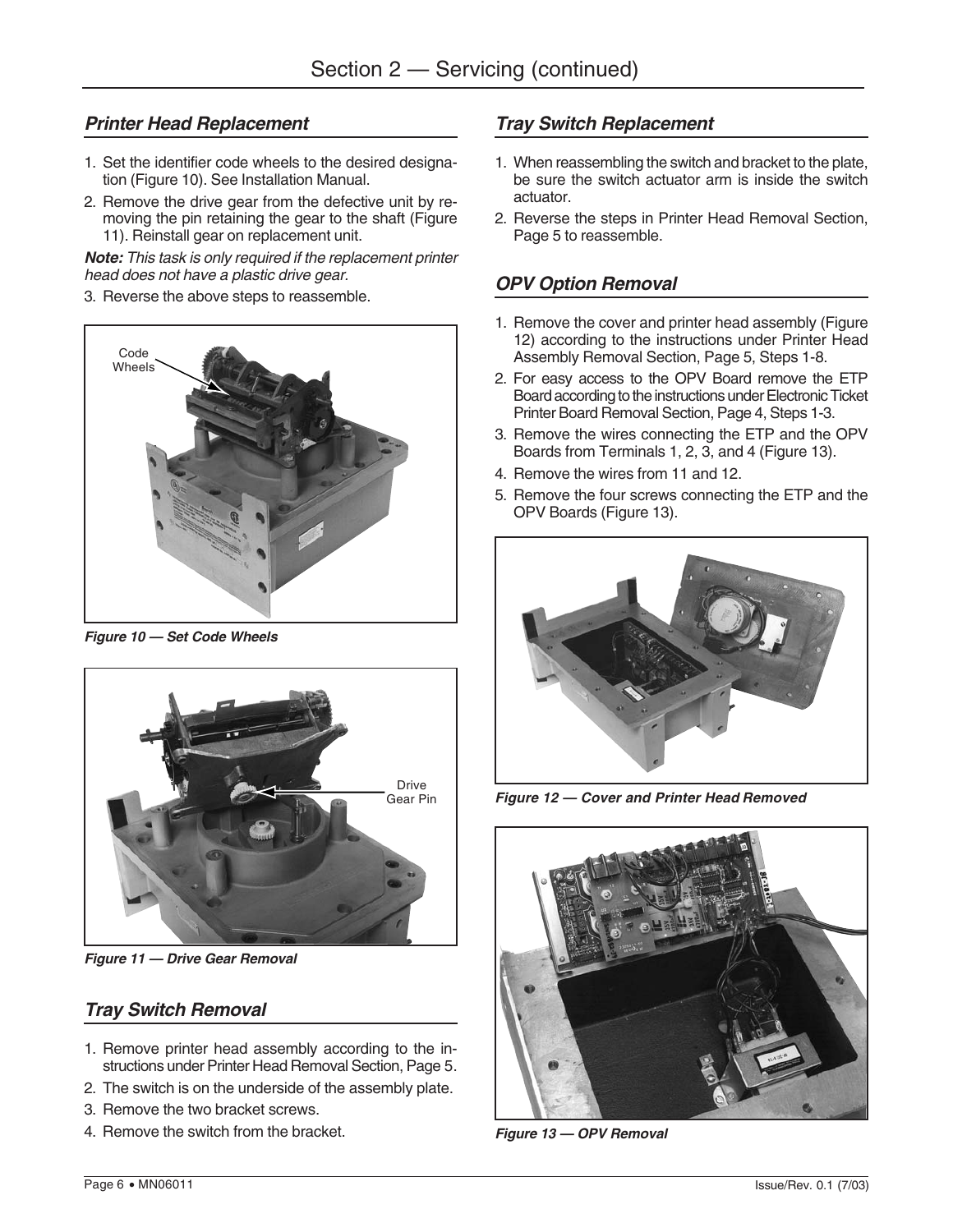## Section 2 — Servicing (continued)

### *Printer Head Replacement*

1. Set the identifier code wheels to the desired designation (Figure 10). See Installation Manual.
2. Remove the drive gear from the defective unit by removing the pin retaining the gear to the shaft (Figure 11). Reinstall gear on replacement unit.

***Note:*** *This task is only required if the replacement printer head does not have a plastic drive gear.*

3. Reverse the above steps to reassemble.

Code Wheels

***Figure 10 — Set Code Wheels***

Drive Gear Pin

***Figure 11 — Drive Gear Removal***

### *Tray Switch Removal*

1. Remove printer head assembly according to the instructions under Printer Head Removal Section, Page 5.
2. The switch is on the underside of the assembly plate.
3. Remove the two bracket screws.
4. Remove the switch from the bracket.

### *Tray Switch Replacement*

1. When reassembling the switch and bracket to the plate, be sure the switch actuator arm is inside the switch actuator.
2. Reverse the steps in Printer Head Removal Section, Page 5 to reassemble.

### *OPV Option Removal*

1. Remove the cover and printer head assembly (Figure 12) according to the instructions under Printer Head Assembly Removal Section, Page 5, Steps 1-8.
2. For easy access to the OPV Board remove the ETP Board according to the instructions under Electronic Ticket Printer Board Removal Section, Page 4, Steps 1-3.
3. Remove the wires connecting the ETP and the OPV Boards from Terminals 1, 2, 3, and 4 (Figure 13).
4. Remove the wires from 11 and 12.
5. Remove the four screws connecting the ETP and the OPV Boards (Figure 13).

***Figure 12 — Cover and Printer Head Removed***

***Figure 13 — OPV Removal***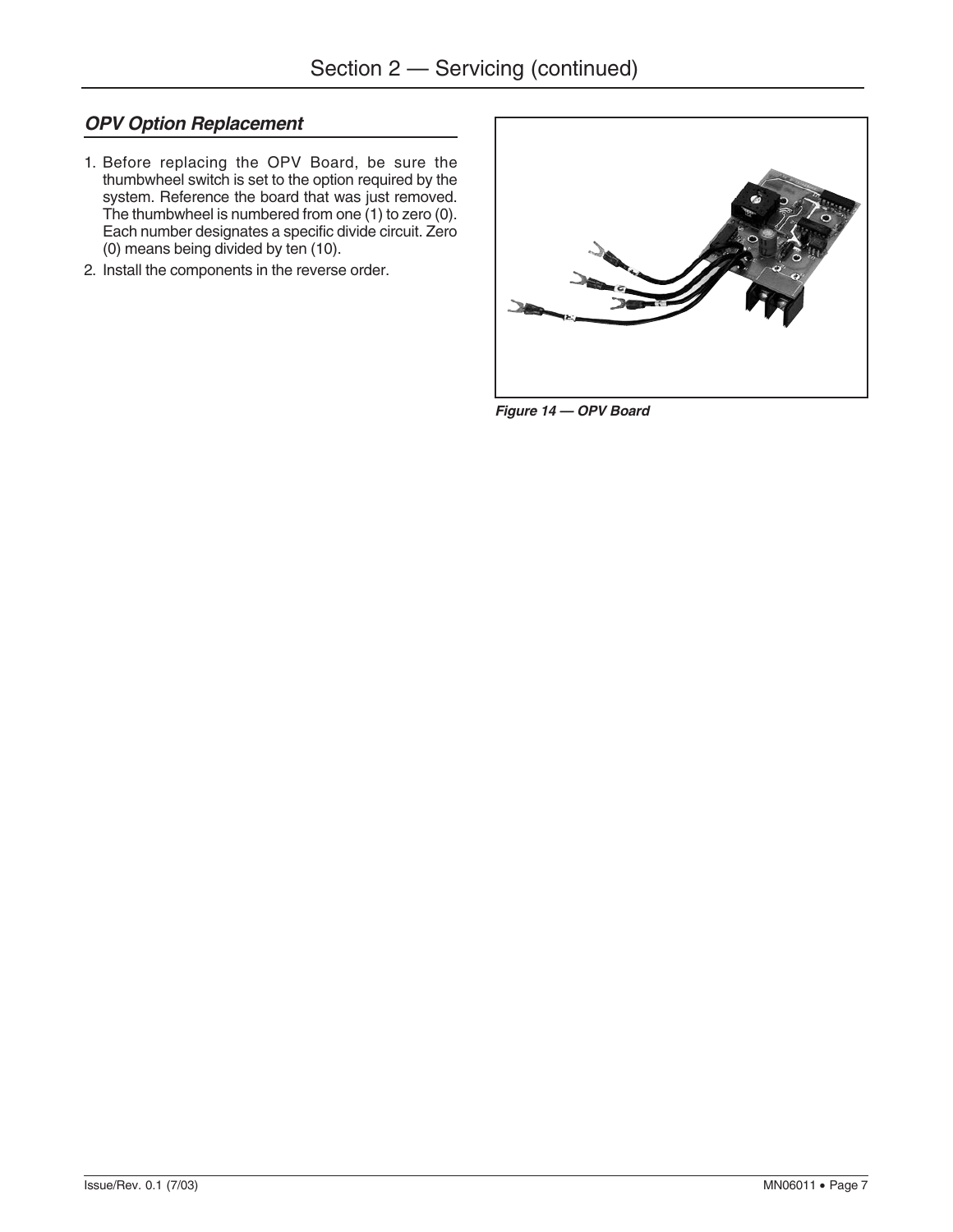## *OPV Option Replacement*

1. Before replacing the OPV Board, be sure the thumbwheel switch is set to the option required by the system. Reference the board that was just removed. The thumbwheel is numbered from one (1) to zero (0). Each number designates a specific divide circuit. Zero (0) means being divided by ten (10).
2. Install the components in the reverse order.

***Figure 14 — OPV Board***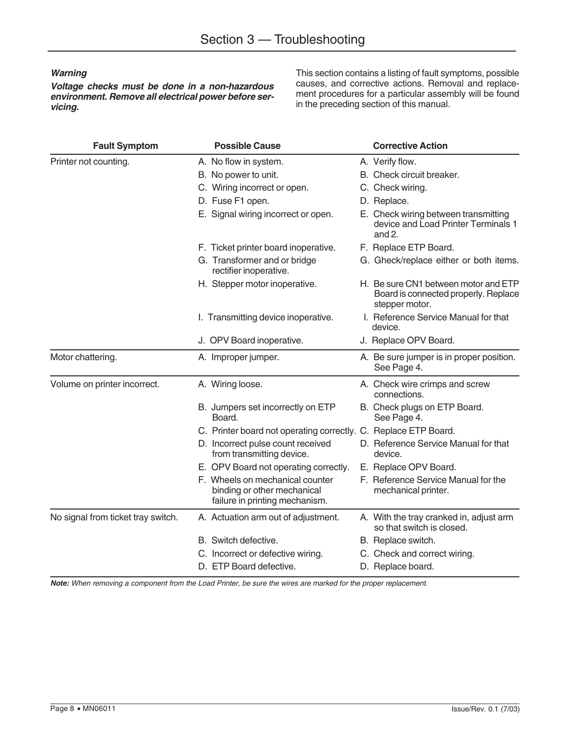# Section 3 — Troubleshooting

***Warning***

***Voltage checks must be done in a non-hazardous environment. Remove all electrical power before servicing.***

This section contains a listing of fault symptoms, possible causes, and corrective actions. Removal and replacement procedures for a particular assembly will be found in the preceding section of this manual.

| Fault Symptom | Possible Cause | Corrective Action |
|---|---|---|
| Printer not counting. | A. No flow in system. | A. Verify flow. |
| | B. No power to unit. | B. Check circuit breaker. |
| | C. Wiring incorrect or open. | C. Check wiring. |
| | D. Fuse F1 open. | D. Replace. |
| | E. Signal wiring incorrect or open. | E. Check wiring between transmitting device and Load Printer Terminals 1 and 2. |
| | F. Ticket printer board inoperative. | F. Replace ETP Board. |
| | G. Transformer and or bridge rectifier inoperative. | G. Gheck/replace either or both items. |
| | H. Stepper motor inoperative. | H. Be sure CN1 between motor and ETP Board is connected properly. Replace stepper motor. |
| | I. Transmitting device inoperative. | I. Reference Service Manual for that device. |
| | J. OPV Board inoperative. | J. Replace OPV Board. |
| Motor chattering. | A. Improper jumper. | A. Be sure jumper is in proper position. See Page 4. |
| Volume on printer incorrect. | A. Wiring loose. | A. Check wire crimps and screw connections. |
| | B. Jumpers set incorrectly on ETP Board. | B. Check plugs on ETP Board. See Page 4. |
| | C. Printer board not operating correctly. | C. Replace ETP Board. |
| | D. Incorrect pulse count received from transmitting device. | D. Reference Service Manual for that device. |
| | E. OPV Board not operating correctly. | E. Replace OPV Board. |
| | F. Wheels on mechanical counter binding or other mechanical failure in printing mechanism. | F. Reference Service Manual for the mechanical printer. |
| No signal from ticket tray switch. | A. Actuation arm out of adjustment. | A. With the tray cranked in, adjust arm so that switch is closed. |
| | B. Switch defective. | B. Replace switch. |
| | C. Incorrect or defective wiring. | C. Check and correct wiring. |
| | D. ETP Board defective. | D. Replace board. |

***Note:*** *When removing a component from the Load Printer, be sure the wires are marked for the proper replacement.*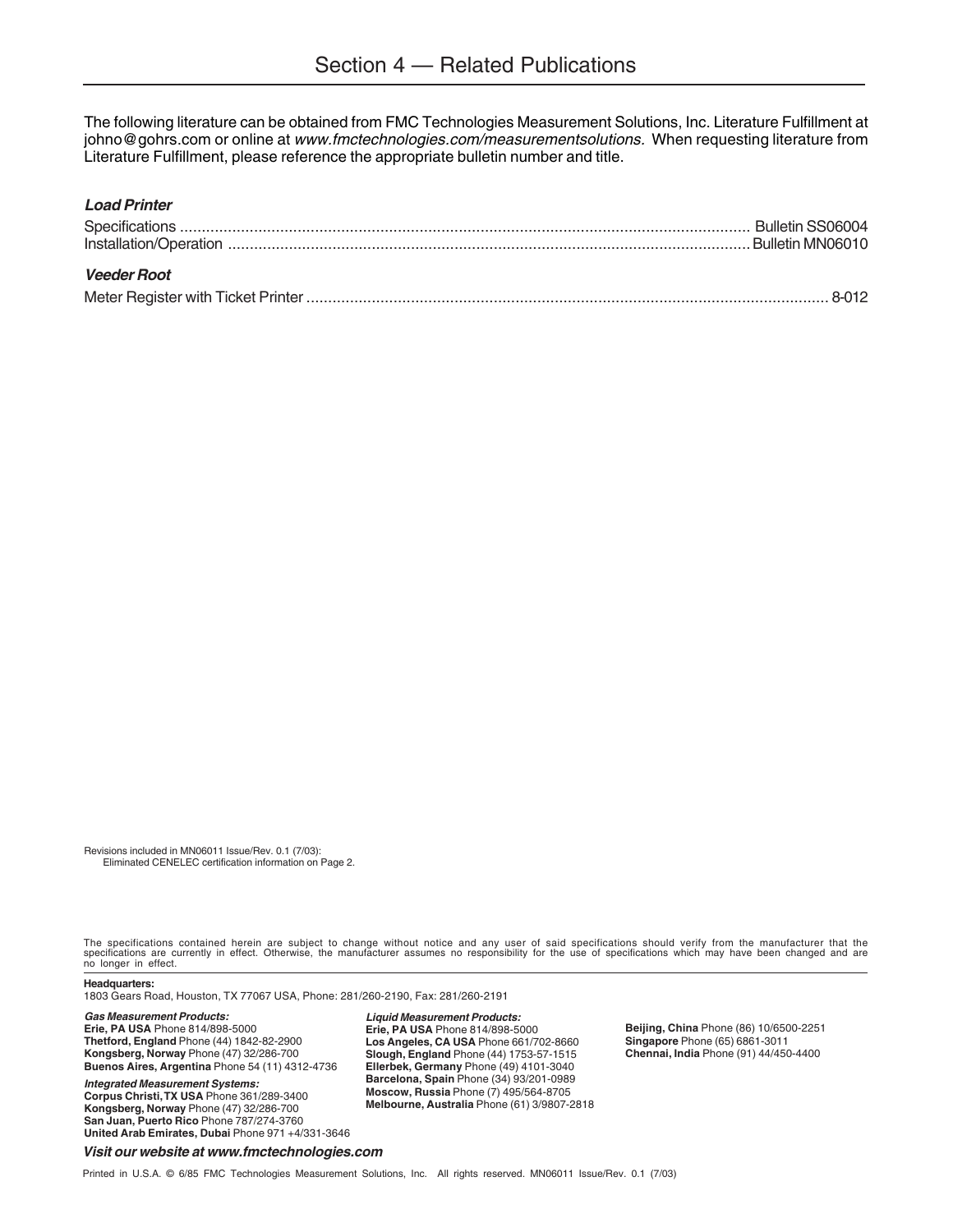# Section 4 — Related Publications

The following literature can be obtained from FMC Technologies Measurement Solutions, Inc. Literature Fulfillment at johno@gohrs.com or online at *www.fmctechnologies.com/measurementsolutions.* When requesting literature from Literature Fulfillment, please reference the appropriate bulletin number and title.

***Load Printer***

Specifications ........................................................................................ Bulletin SS06004
Installation/Operation ........................................................................................ Bulletin MN06010

***Veeder Root***

Meter Register with Ticket Printer ........................................................................................ 8-012

Revisions included in MN06011 Issue/Rev. 0.1 (7/03):
Eliminated CENELEC certification information on Page 2.

The specifications contained herein are subject to change without notice and any user of said specifications should verify from the manufacturer that the specifications are currently in effect. Otherwise, the manufacturer assumes no responsibility for the use of specifications which may have been changed and are no longer in effect.

**Headquarters:**
1803 Gears Road, Houston, TX 77067 USA, Phone: 281/260-2190, Fax: 281/260-2191

***Gas Measurement Products:***
**Erie, PA USA** Phone 814/898-5000
**Thetford, England** Phone (44) 1842-82-2900
**Kongsberg, Norway** Phone (47) 32/286-700
**Buenos Aires, Argentina** Phone 54 (11) 4312-4736

***Integrated Measurement Systems:***
**Corpus Christi, TX USA** Phone 361/289-3400
**Kongsberg, Norway** Phone (47) 32/286-700
**San Juan, Puerto Rico** Phone 787/274-3760
**United Arab Emirates, Dubai** Phone 971 +4/331-3646

***Liquid Measurement Products:***
**Erie, PA USA** Phone 814/898-5000
**Los Angeles, CA USA** Phone 661/702-8660
**Slough, England** Phone (44) 1753-57-1515
**Ellerbek, Germany** Phone (49) 4101-3040
**Barcelona, Spain** Phone (34) 93/201-0989
**Moscow, Russia** Phone (7) 495/564-8705
**Melbourne, Australia** Phone (61) 3/9807-2818

**Beijing, China** Phone (86) 10/6500-2251
**Singapore** Phone (65) 6861-3011
**Chennai, India** Phone (91) 44/450-4400

***Visit our website at www.fmctechnologies.com***

Printed in U.S.A. © 6/85 FMC Technologies Measurement Solutions, Inc. All rights reserved. MN06011 Issue/Rev. 0.1 (7/03)